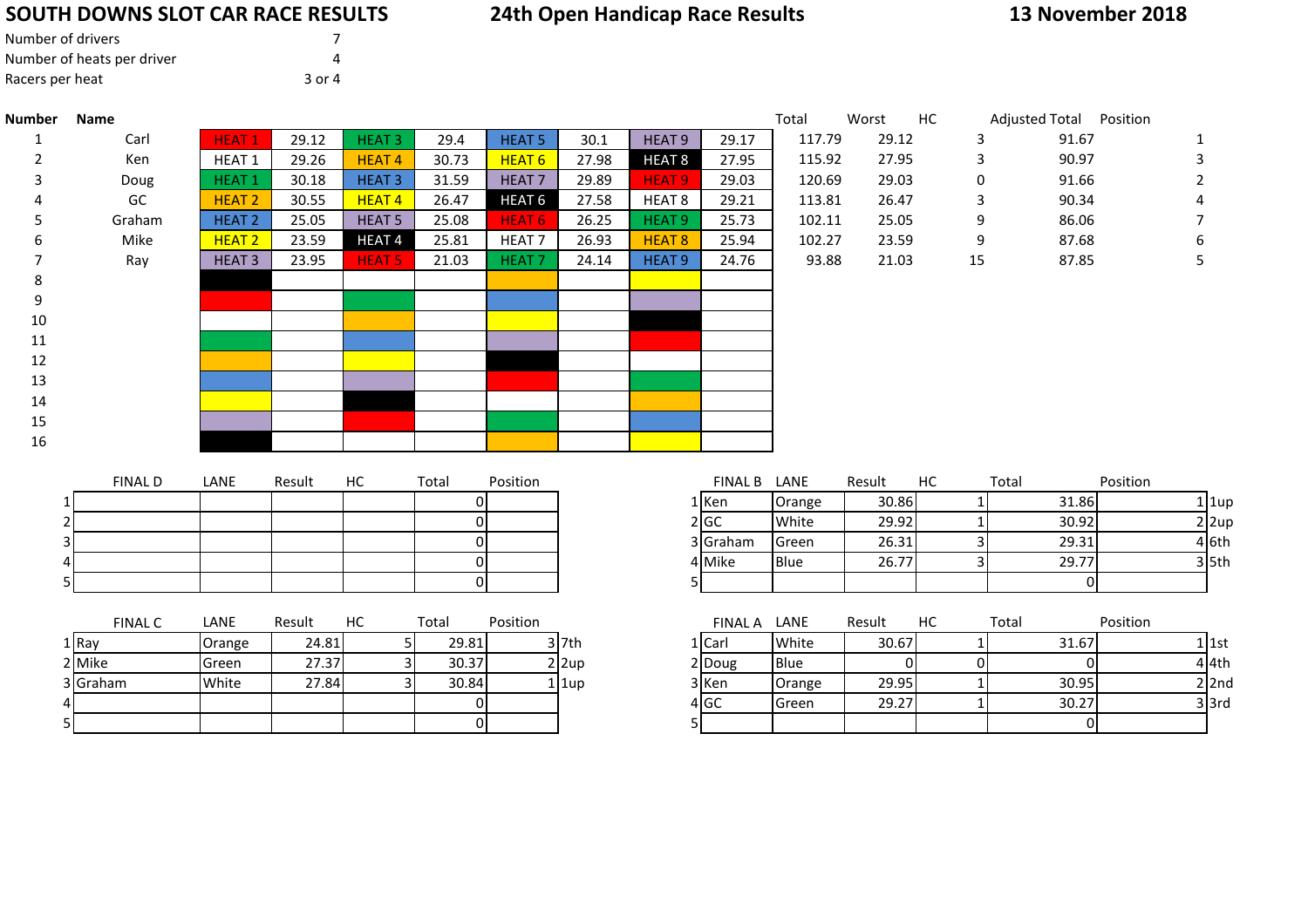# SOUTH DOWNS SLOT CAR RACE RESULTS

## 24th Open Handicap Race Results

**13 November 2018**

| | |
|---|---|
| Number of drivers | 7 |
| Number of heats per driver | 4 |
| Racers per heat | 3 or 4 |

| Number | Name | | | | | | | | | Total | Worst | HC | Adjusted Total | Position |
|---|---|---|---|---|---|---|---|---|---|---|---|---|---|---|
| 1 | Carl | HEAT 1 | 29.12 | HEAT 3 | 29.4 | HEAT 5 | 30.1 | HEAT 9 | 29.17 | 117.79 | 29.12 | 3 | 91.67 | 1 |
| 2 | Ken | HEAT 1 | 29.26 | HEAT 4 | 30.73 | HEAT 6 | 27.98 | HEAT 8 | 27.95 | 115.92 | 27.95 | 3 | 90.97 | 3 |
| 3 | Doug | HEAT 1 | 30.18 | HEAT 3 | 31.59 | HEAT 7 | 29.89 | HEAT 9 | 29.03 | 120.69 | 29.03 | 0 | 91.66 | 2 |
| 4 | GC | HEAT 2 | 30.55 | HEAT 4 | 26.47 | HEAT 6 | 27.58 | HEAT 8 | 29.21 | 113.81 | 26.47 | 3 | 90.34 | 4 |
| 5 | Graham | HEAT 2 | 25.05 | HEAT 5 | 25.08 | HEAT 6 | 26.25 | HEAT 9 | 25.73 | 102.11 | 25.05 | 9 | 86.06 | 7 |
| 6 | Mike | HEAT 2 | 23.59 | HEAT 4 | 25.81 | HEAT 7 | 26.93 | HEAT 8 | 25.94 | 102.27 | 23.59 | 9 | 87.68 | 6 |
| 7 | Ray | HEAT 3 | 23.95 | HEAT 5 | 21.03 | HEAT 7 | 24.14 | HEAT 9 | 24.76 | 93.88 | 21.03 | 15 | 87.85 | 5 |
| 8 | | | | | | | | | | | | | | |
| 9 | | | | | | | | | | | | | | |
| 10 | | | | | | | | | | | | | | |
| 11 | | | | | | | | | | | | | | |
| 12 | | | | | | | | | | | | | | |
| 13 | | | | | | | | | | | | | | |
| 14 | | | | | | | | | | | | | | |
| 15 | | | | | | | | | | | | | | |
| 16 | | | | | | | | | | | | | | |

| | FINAL D | LANE | Result | HC | Total | Position |
|---|---|---|---|---|---|---|
| 1 | | | | | 0 | |
| 2 | | | | | 0 | |
| 3 | | | | | 0 | |
| 4 | | | | | 0 | |
| 5 | | | | | 0 | |

| | FINAL B | LANE | Result | HC | Total | Position | |
|---|---|---|---|---|---|---|---|
| 1 | Ken | Orange | 30.86 | 1 | 31.86 | 1 | 1up |
| 2 | GC | White | 29.92 | 1 | 30.92 | 2 | 2up |
| 3 | Graham | Green | 26.31 | 3 | 29.31 | 4 | 6th |
| 4 | Mike | Blue | 26.77 | 3 | 29.77 | 3 | 5th |
| 5 | | | | | 0 | | |

| | FINAL C | LANE | Result | HC | Total | Position | |
|---|---|---|---|---|---|---|---|
| 1 | Ray | Orange | 24.81 | 5 | 29.81 | 3 | 7th |
| 2 | Mike | Green | 27.37 | 3 | 30.37 | 2 | 2up |
| 3 | Graham | White | 27.84 | 3 | 30.84 | 1 | 1up |
| 4 | | | | | 0 | | |
| 5 | | | | | 0 | | |

| | FINAL A | LANE | Result | HC | Total | Position | |
|---|---|---|---|---|---|---|---|
| 1 | Carl | White | 30.67 | 1 | 31.67 | 1 | 1st |
| 2 | Doug | Blue | 0 | 0 | 0 | 4 | 4th |
| 3 | Ken | Orange | 29.95 | 1 | 30.95 | 2 | 2nd |
| 4 | GC | Green | 29.27 | 1 | 30.27 | 3 | 3rd |
| 5 | | | | | 0 | | |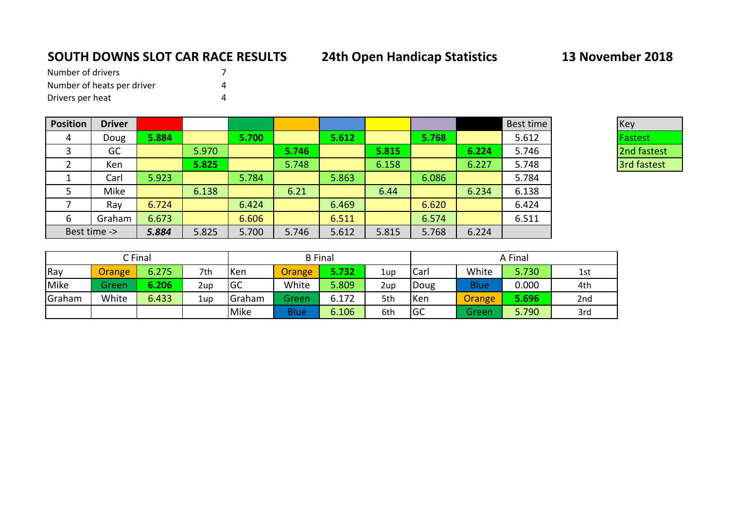## SOUTH DOWNS SLOT CAR RACE RESULTS — 24th Open Handicap Statistics — 13 November 2018

Number of drivers 7
Number of heats per driver 4
Drivers per heat 4

| Position | Driver | Red | White | Green | Orange | Blue | Yellow | Purple | Black | Best time |
|---|---|---|---|---|---|---|---|---|---|---|
| 4 | Doug | **5.884** | | **5.700** | | **5.612** | | **5.768** | | 5.612 |
| 3 | GC | | 5.970 | | **5.746** | | **5.815** | | **6.224** | 5.746 |
| 2 | Ken | | **5.825** | | 5.748 | | 6.158 | | 6.227 | 5.748 |
| 1 | Carl | 5.923 | | 5.784 | | 5.863 | | 6.086 | | 5.784 |
| 5 | Mike | | 6.138 | | 6.21 | | 6.44 | | 6.234 | 6.138 |
| 7 | Ray | 6.724 | | 6.424 | | 6.469 | | 6.620 | | 6.424 |
| 6 | Graham | 6.673 | | 6.606 | | 6.511 | | 6.574 | | 6.511 |
| Best time -> | | ***5.884*** | 5.825 | 5.700 | 5.746 | 5.612 | 5.815 | 5.768 | 6.224 | |

| Key |
|---|
| Fastest |
| 2nd fastest |
| 3rd fastest |

| C Final | | | | B Final | | | | A Final | | | |
|---|---|---|---|---|---|---|---|---|---|---|---|
| Ray | Orange | 6.275 | 7th | Ken | Orange | **5.732** | 1up | Carl | White | 5.730 | 1st |
| Mike | Green | **6.206** | 2up | GC | White | 5.809 | 2up | Doug | Blue | 0.000 | 4th |
| Graham | White | 6.433 | 1up | Graham | Green | 6.172 | 5th | Ken | Orange | **5.696** | 2nd |
| | | | | Mike | Blue | 6.106 | 6th | GC | Green | 5.790 | 3rd |